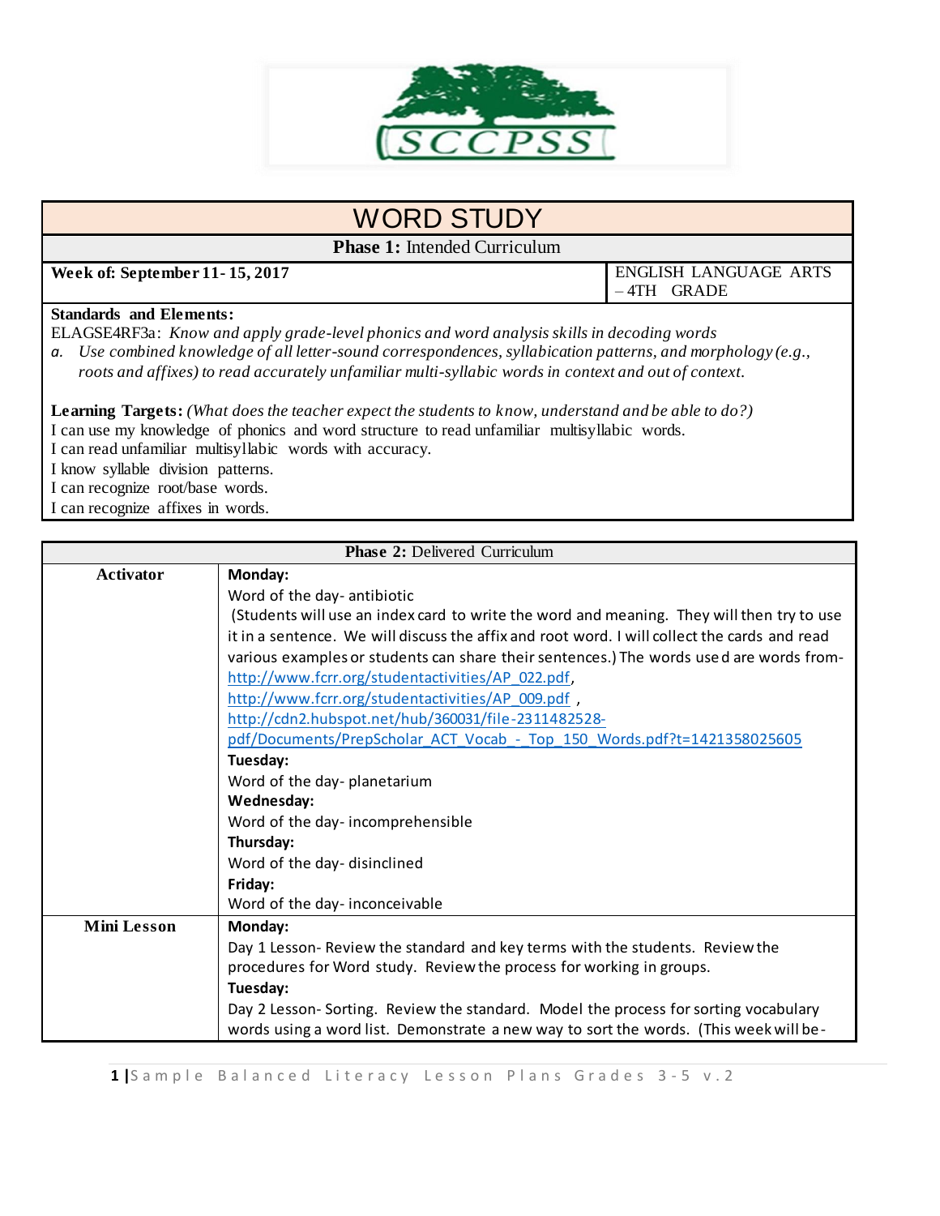# WORD STUDY

**Phase 1:** Intended Curriculum

| **Week of: September 11- 15, 2017** | ENGLISH LANGUAGE ARTS – 4TH GRADE |
|---|---|

**Standards and Elements:**

ELAGSE4RF3a: *Know and apply grade-level phonics and word analysis skills in decoding words*

*a. Use combined knowledge of all letter-sound correspondences, syllabication patterns, and morphology (e.g., roots and affixes) to read accurately unfamiliar multi-syllabic words in context and out of context.*

**Learning Targets:** *(What does the teacher expect the students to know, understand and be able to do?)*

I can use my knowledge of phonics and word structure to read unfamiliar multisyllabic words.
I can read unfamiliar multisyllabic words with accuracy.
I know syllable division patterns.
I can recognize root/base words.
I can recognize affixes in words.

| **Phase 2:** Delivered Curriculum | |
|---|---|
| **Activator** | **Monday:**<br>Word of the day- antibiotic<br>(Students will use an index card to write the word and meaning. They will then try to use it in a sentence. We will discuss the affix and root word. I will collect the cards and read various examples or students can share their sentences.) The words used are words from- http://www.fcrr.org/studentactivities/AP_022.pdf, http://www.fcrr.org/studentactivities/AP_009.pdf , http://cdn2.hubspot.net/hub/360031/file-2311482528-pdf/Documents/PrepScholar_ACT_Vocab_-_Top_150_Words.pdf?t=1421358025605<br>**Tuesday:**<br>Word of the day- planetarium<br>**Wednesday:**<br>Word of the day- incomprehensible<br>**Thursday:**<br>Word of the day- disinclined<br>**Friday:**<br>Word of the day- inconceivable |
| **Mini Lesson** | **Monday:**<br>Day 1 Lesson- Review the standard and key terms with the students. Review the procedures for Word study. Review the process for working in groups.<br>**Tuesday:**<br>Day 2 Lesson- Sorting. Review the standard. Model the process for sorting vocabulary words using a word list. Demonstrate a new way to sort the words. (This week will be- |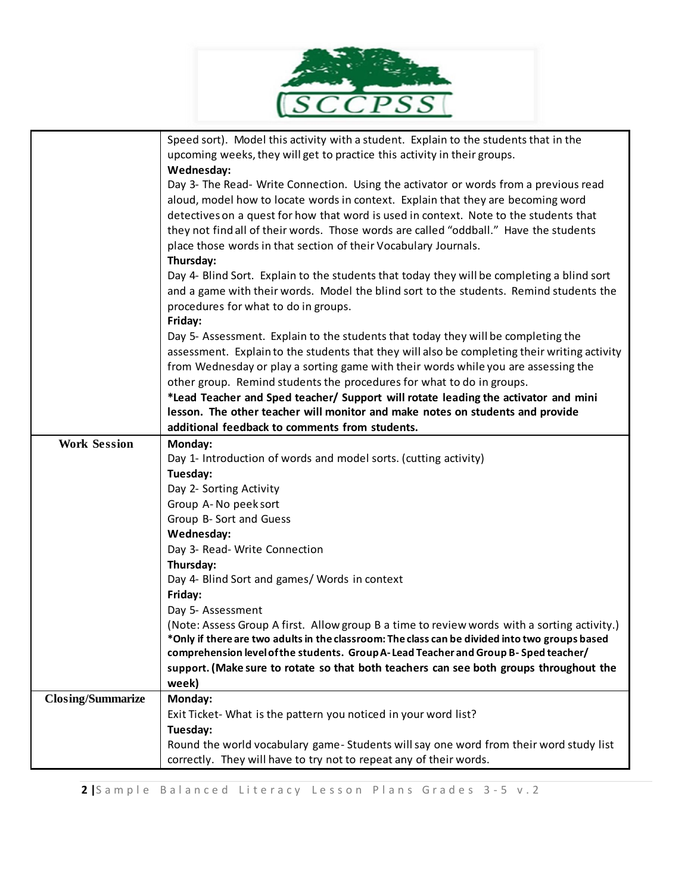| | |
|---|---|
| | Speed sort). Model this activity with a student. Explain to the students that in the upcoming weeks, they will get to practice this activity in their groups.<br>**Wednesday:**<br>Day 3- The Read- Write Connection. Using the activator or words from a previous read aloud, model how to locate words in context. Explain that they are becoming word detectives on a quest for how that word is used in context. Note to the students that they not find all of their words. Those words are called "oddball." Have the students place those words in that section of their Vocabulary Journals.<br>**Thursday:**<br>Day 4- Blind Sort. Explain to the students that today they will be completing a blind sort and a game with their words. Model the blind sort to the students. Remind students the procedures for what to do in groups.<br>**Friday:**<br>Day 5- Assessment. Explain to the students that today they will be completing the assessment. Explain to the students that they will also be completing their writing activity from Wednesday or play a sorting game with their words while you are assessing the other group. Remind students the procedures for what to do in groups.<br>**\*Lead Teacher and Sped teacher/ Support will rotate leading the activator and mini lesson. The other teacher will monitor and make notes on students and provide additional feedback to comments from students.** |
| **Work Session** | **Monday:**<br>Day 1- Introduction of words and model sorts. (cutting activity)<br>**Tuesday:**<br>Day 2- Sorting Activity<br>Group A- No peek sort<br>Group B- Sort and Guess<br>**Wednesday:**<br>Day 3- Read- Write Connection<br>**Thursday:**<br>Day 4- Blind Sort and games/ Words in context<br>**Friday:**<br>Day 5- Assessment<br>(Note: Assess Group A first. Allow group B a time to review words with a sorting activity.)<br>**\*Only if there are two adults in the classroom: The class can be divided into two groups based comprehension level of the students. Group A- Lead Teacher and Group B- Sped teacher/ support. (Make sure to rotate so that both teachers can see both groups throughout the week)** |
| **Closing/Summarize** | **Monday:**<br>Exit Ticket- What is the pattern you noticed in your word list?<br>**Tuesday:**<br>Round the world vocabulary game- Students will say one word from their word study list correctly. They will have to try not to repeat any of their words. |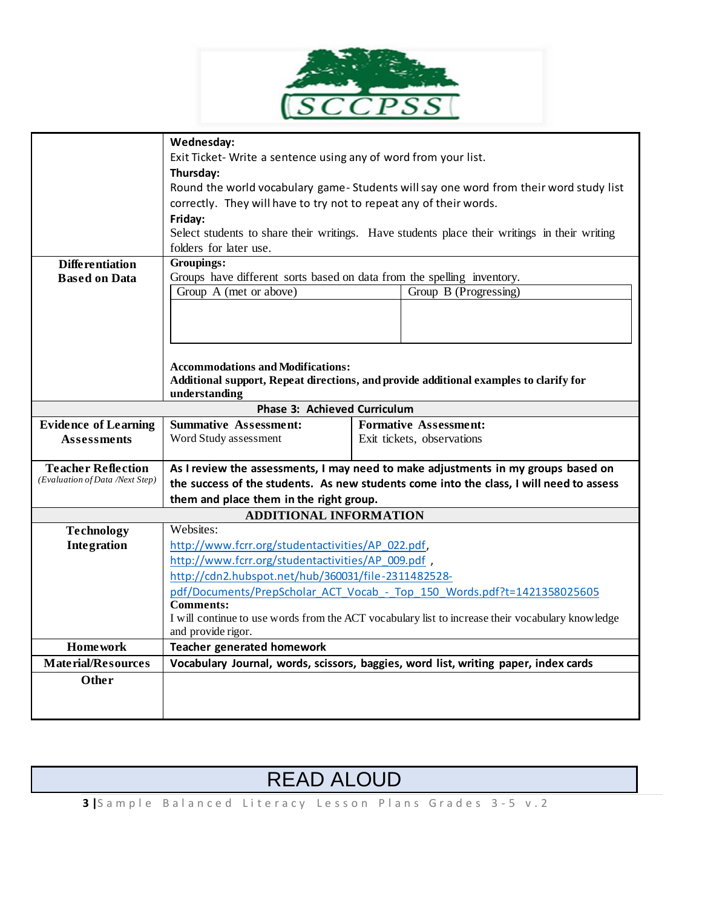| | |
|---|---|
| | **Wednesday:**<br>Exit Ticket- Write a sentence using any of word from your list.<br>**Thursday:**<br>Round the world vocabulary game- Students will say one word from their word study list correctly. They will have to try not to repeat any of their words.<br>**Friday:**<br>Select students to share their writings. Have students place their writings in their writing folders for later use. |
| **Differentiation Based on Data** | **Groupings:**<br>Groups have different sorts based on data from the spelling inventory.<br>Group A (met or above) \| Group B (Progressing)<br><br>**Accommodations and Modifications:**<br>**Additional support, Repeat directions, and provide additional examples to clarify for understanding** |

**Phase 3: Achieved Curriculum**

| | | |
|---|---|---|
| **Evidence of Learning Assessments** | **Summative Assessment:**<br>Word Study assessment | **Formative Assessment:**<br>Exit tickets, observations |
| **Teacher Reflection**<br>*(Evaluation of Data /Next Step)* | **As I review the assessments, I may need to make adjustments in my groups based on the success of the students. As new students come into the class, I will need to assess them and place them in the right group.** | |

**ADDITIONAL INFORMATION**

| | |
|---|---|
| **Technology Integration** | Websites:<br>http://www.fcrr.org/studentactivities/AP_022.pdf,<br>http://www.fcrr.org/studentactivities/AP_009.pdf ,<br>http://cdn2.hubspot.net/hub/360031/file-2311482528-pdf/Documents/PrepScholar_ACT_Vocab_-_Top_150_Words.pdf?t=1421358025605<br>**Comments:**<br>I will continue to use words from the ACT vocabulary list to increase their vocabulary knowledge and provide rigor. |
| **Homework** | **Teacher generated homework** |
| **Material/Resources** | **Vocabulary Journal, words, scissors, baggies, word list, writing paper, index cards** |
| **Other** | |

# READ ALOUD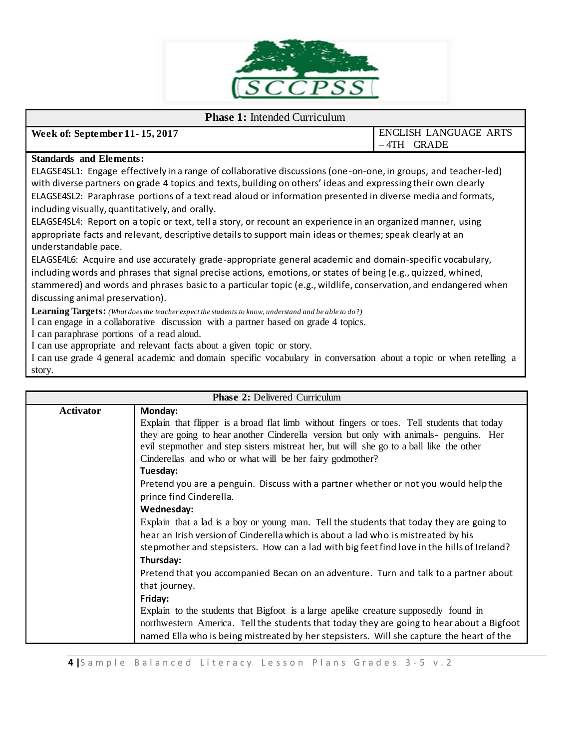| **Phase 1:** Intended Curriculum | |
|---|---|
| **Week of: September 11- 15, 2017** | ENGLISH LANGUAGE ARTS – 4TH GRADE |

**Standards and Elements:**

ELAGSE4SL1: Engage effectively in a range of collaborative discussions (one-on-one, in groups, and teacher-led) with diverse partners on grade 4 topics and texts, building on others' ideas and expressing their own clearly

ELAGSE4SL2: Paraphrase portions of a text read aloud or information presented in diverse media and formats, including visually, quantitatively, and orally.

ELAGSE4SL4: Report on a topic or text, tell a story, or recount an experience in an organized manner, using appropriate facts and relevant, descriptive details to support main ideas or themes; speak clearly at an understandable pace.

ELAGSE4L6: Acquire and use accurately grade-appropriate general academic and domain-specific vocabulary, including words and phrases that signal precise actions, emotions, or states of being (e.g., quizzed, whined, stammered) and words and phrases basic to a particular topic (e.g., wildlife, conservation, and endangered when discussing animal preservation).

**Learning Targets:** *(What does the teacher expect the students to know, understand and be able to do?)*

I can engage in a collaborative discussion with a partner based on grade 4 topics.

I can paraphrase portions of a read aloud.

I can use appropriate and relevant facts about a given topic or story.

I can use grade 4 general academic and domain specific vocabulary in conversation about a topic or when retelling a story.

| **Phase 2:** Delivered Curriculum | |
|---|---|
| **Activator** | **Monday:**<br>Explain that flipper is a broad flat limb without fingers or toes. Tell students that today they are going to hear another Cinderella version but only with animals- penguins. Her evil stepmother and step sisters mistreat her, but will she go to a ball like the other Cinderellas and who or what will be her fairy godmother?<br>**Tuesday:**<br>Pretend you are a penguin. Discuss with a partner whether or not you would help the prince find Cinderella.<br>**Wednesday:**<br>Explain that a lad is a boy or young man. Tell the students that today they are going to hear an Irish version of Cinderella which is about a lad who is mistreated by his stepmother and stepsisters. How can a lad with big feet find love in the hills of Ireland?<br>**Thursday:**<br>Pretend that you accompanied Becan on an adventure. Turn and talk to a partner about that journey.<br>**Friday:**<br>Explain to the students that Bigfoot is a large apelike creature supposedly found in northwestern America. Tell the students that today they are going to hear about a Bigfoot named Ella who is being mistreated by her stepsisters. Will she capture the heart of the |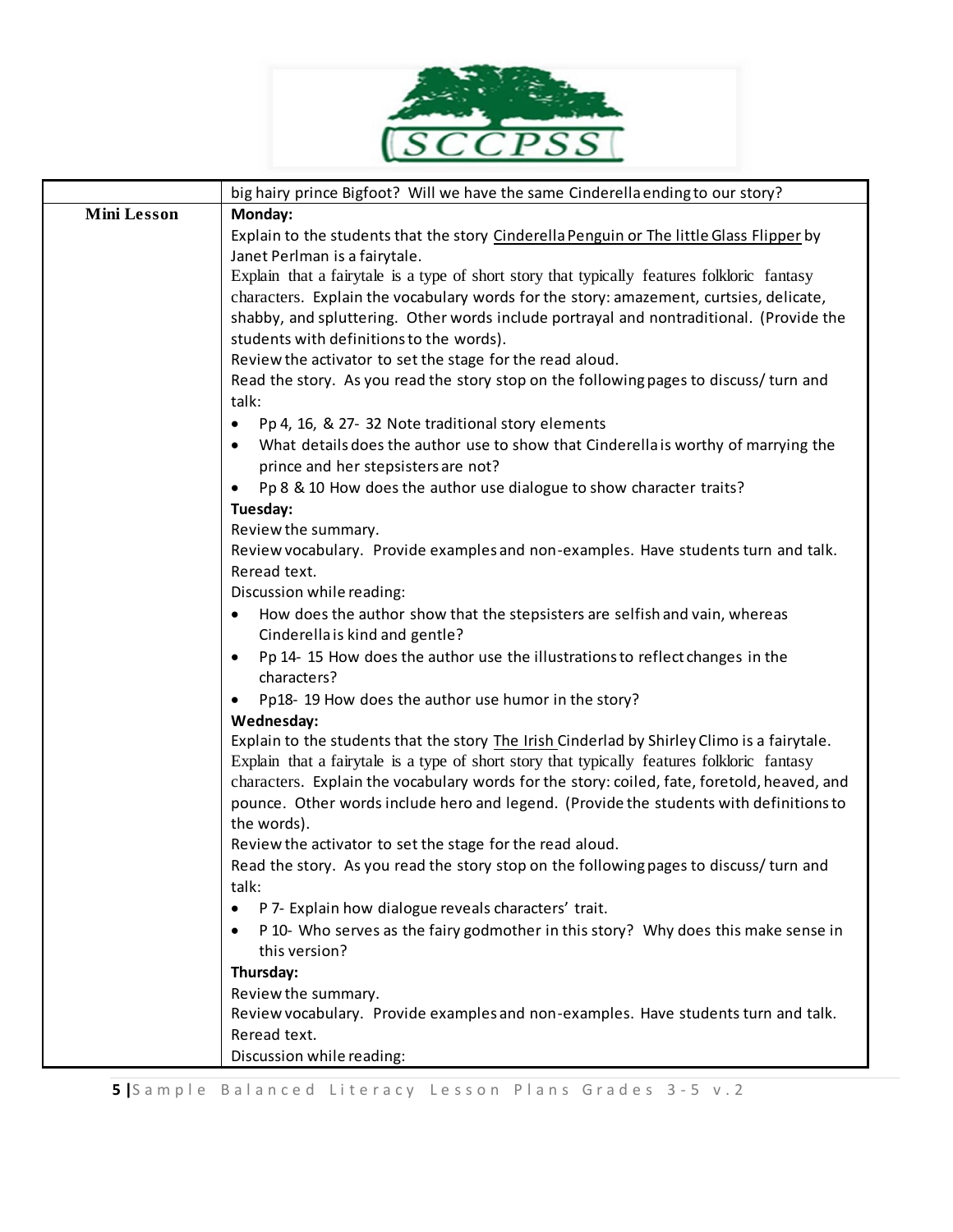| | big hairy prince Bigfoot? Will we have the same Cinderella ending to our story? |
|---|---|
| **Mini Lesson** | **Monday:**<br>Explain to the students that the story Cinderella Penguin or The little Glass Flipper by Janet Perlman is a fairytale.<br>Explain that a fairytale is a type of short story that typically features folkloric fantasy characters. Explain the vocabulary words for the story: amazement, curtsies, delicate, shabby, and spluttering. Other words include portrayal and nontraditional. (Provide the students with definitions to the words).<br>Review the activator to set the stage for the read aloud.<br>Read the story. As you read the story stop on the following pages to discuss/ turn and talk:<br>• Pp 4, 16, & 27- 32 Note traditional story elements<br>• What details does the author use to show that Cinderella is worthy of marrying the prince and her stepsisters are not?<br>• Pp 8 & 10 How does the author use dialogue to show character traits?<br>**Tuesday:**<br>Review the summary.<br>Review vocabulary. Provide examples and non-examples. Have students turn and talk.<br>Reread text.<br>Discussion while reading:<br>• How does the author show that the stepsisters are selfish and vain, whereas Cinderella is kind and gentle?<br>• Pp 14- 15 How does the author use the illustrations to reflect changes in the characters?<br>• Pp18- 19 How does the author use humor in the story?<br>**Wednesday:**<br>Explain to the students that the story The Irish Cinderlad by Shirley Climo is a fairytale.<br>Explain that a fairytale is a type of short story that typically features folkloric fantasy characters. Explain the vocabulary words for the story: coiled, fate, foretold, heaved, and pounce. Other words include hero and legend. (Provide the students with definitions to the words).<br>Review the activator to set the stage for the read aloud.<br>Read the story. As you read the story stop on the following pages to discuss/ turn and talk:<br>• P 7- Explain how dialogue reveals characters' trait.<br>• P 10- Who serves as the fairy godmother in this story? Why does this make sense in this version?<br>**Thursday:**<br>Review the summary.<br>Review vocabulary. Provide examples and non-examples. Have students turn and talk.<br>Reread text.<br>Discussion while reading: |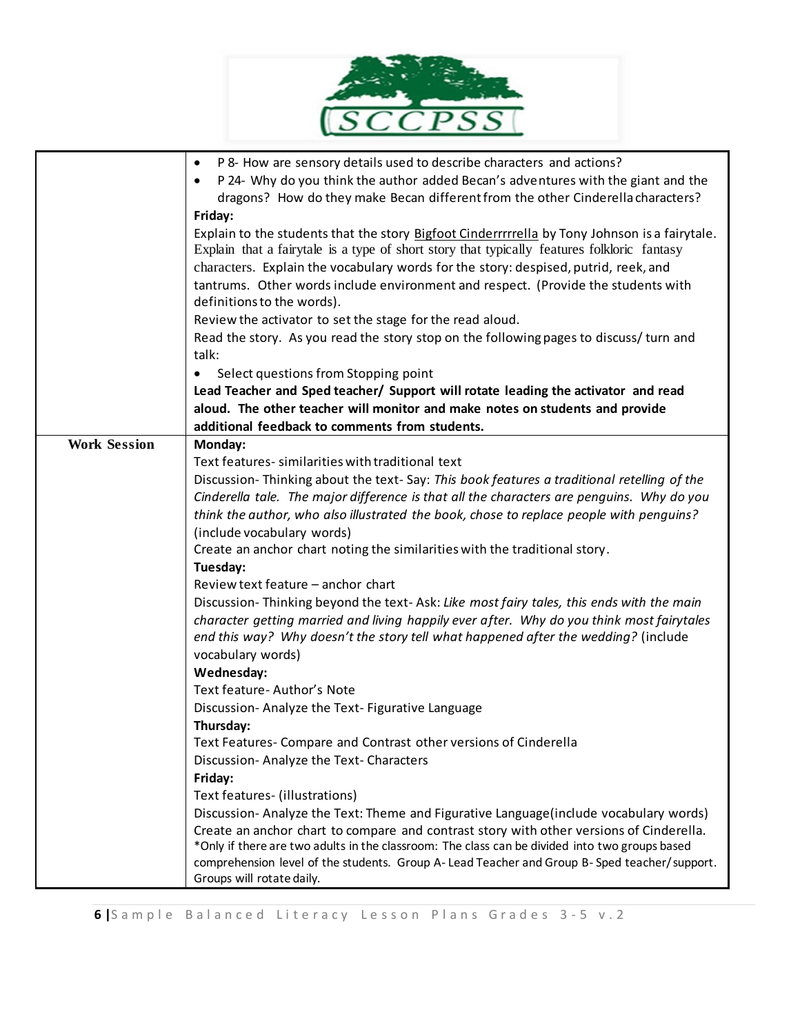| | |
|---|---|
| | • P 8- How are sensory details used to describe characters and actions?<br>• P 24- Why do you think the author added Becan's adventures with the giant and the dragons? How do they make Becan different from the other Cinderella characters?<br>**Friday:**<br>Explain to the students that the story Bigfoot Cinderrrrrella by Tony Johnson is a fairytale. Explain that a fairytale is a type of short story that typically features folkloric fantasy characters. Explain the vocabulary words for the story: despised, putrid, reek, and tantrums. Other words include environment and respect. (Provide the students with definitions to the words).<br>Review the activator to set the stage for the read aloud.<br>Read the story. As you read the story stop on the following pages to discuss/ turn and talk:<br>• Select questions from Stopping point<br>**Lead Teacher and Sped teacher/ Support will rotate leading the activator and read aloud. The other teacher will monitor and make notes on students and provide additional feedback to comments from students.** |
| **Work Session** | **Monday:**<br>Text features- similarities with traditional text<br>Discussion- Thinking about the text- Say: *This book features a traditional retelling of the Cinderella tale. The major difference is that all the characters are penguins. Why do you think the author, who also illustrated the book, chose to replace people with penguins?* (include vocabulary words)<br>Create an anchor chart noting the similarities with the traditional story.<br>**Tuesday:**<br>Review text feature – anchor chart<br>Discussion- Thinking beyond the text- Ask: *Like most fairy tales, this ends with the main character getting married and living happily ever after. Why do you think most fairytales end this way? Why doesn't the story tell what happened after the wedding?* (include vocabulary words)<br>**Wednesday:**<br>Text feature- Author's Note<br>Discussion- Analyze the Text- Figurative Language<br>**Thursday:**<br>Text Features- Compare and Contrast other versions of Cinderella<br>Discussion- Analyze the Text- Characters<br>**Friday:**<br>Text features- (illustrations)<br>Discussion- Analyze the Text: Theme and Figurative Language(include vocabulary words)<br>Create an anchor chart to compare and contrast story with other versions of Cinderella.<br>*Only if there are two adults in the classroom: The class can be divided into two groups based comprehension level of the students. Group A- Lead Teacher and Group B- Sped teacher/support. Groups will rotate daily. |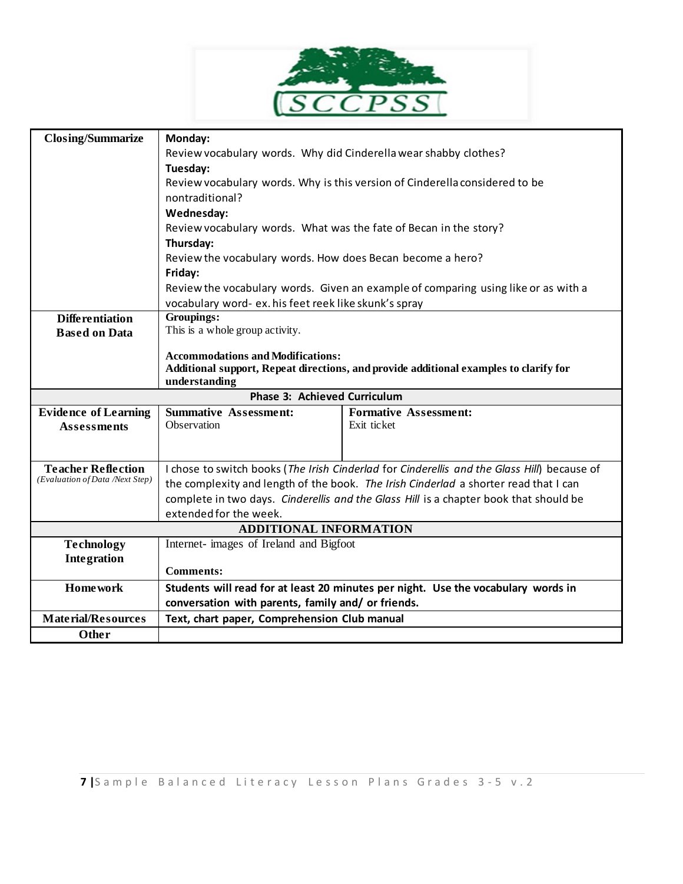| | | |
|---|---|---|
| **Closing/Summarize** | **Monday:**<br>Review vocabulary words. Why did Cinderella wear shabby clothes?<br>**Tuesday:**<br>Review vocabulary words. Why is this version of Cinderella considered to be nontraditional?<br>**Wednesday:**<br>Review vocabulary words. What was the fate of Becan in the story?<br>**Thursday:**<br>Review the vocabulary words. How does Becan become a hero?<br>**Friday:**<br>Review the vocabulary words. Given an example of comparing using like or as with a vocabulary word- ex. his feet reek like skunk's spray | |
| **Differentiation Based on Data** | **Groupings:**<br>This is a whole group activity.<br><br>**Accommodations and Modifications:**<br>**Additional support, Repeat directions, and provide additional examples to clarify for understanding** | |
| **Phase 3: Achieved Curriculum** | | |
| **Evidence of Learning Assessments** | **Summative Assessment:**<br>Observation | **Formative Assessment:**<br>Exit ticket |
| **Teacher Reflection**<br>*(Evaluation of Data /Next Step)* | I chose to switch books (*The Irish Cinderlad* for *Cinderellis and the Glass Hill*) because of the complexity and length of the book. *The Irish Cinderlad* a shorter read that I can complete in two days. *Cinderellis and the Glass Hill* is a chapter book that should be extended for the week. | |
| **ADDITIONAL INFORMATION** | | |
| **Technology Integration** | Internet- images of Ireland and Bigfoot<br><br>**Comments:** | |
| **Homework** | **Students will read for at least 20 minutes per night. Use the vocabulary words in conversation with parents, family and/ or friends.** | |
| **Material/Resources** | **Text, chart paper, Comprehension Club manual** | |
| **Other** | | |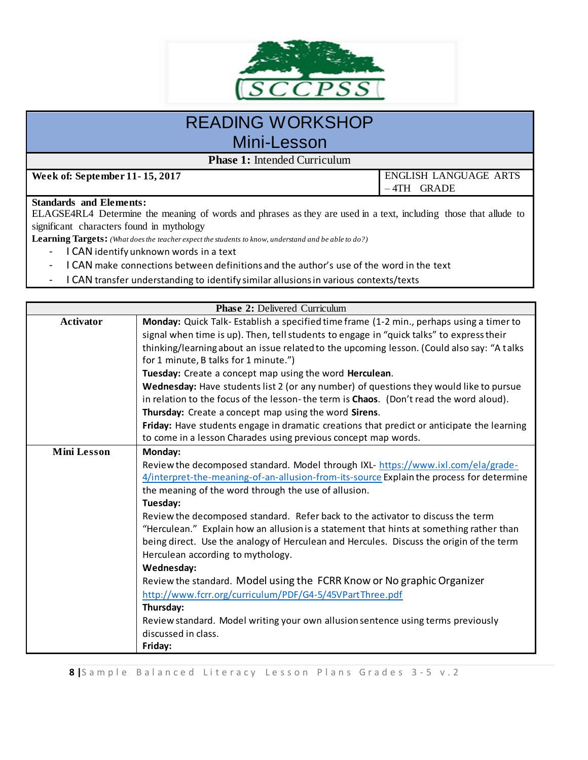# READING WORKSHOP
## Mini-Lesson

**Phase 1:** Intended Curriculum

| **Week of: September 11- 15, 2017** | ENGLISH LANGUAGE ARTS – 4TH GRADE |
|---|---|

**Standards and Elements:**
ELAGSE4RL4 Determine the meaning of words and phrases as they are used in a text, including those that allude to significant characters found in mythology

**Learning Targets:** *(What does the teacher expect the students to know, understand and be able to do?)*

- I CAN identify unknown words in a text
- I CAN make connections between definitions and the author's use of the word in the text
- I CAN transfer understanding to identify similar allusions in various contexts/texts

| **Phase 2:** Delivered Curriculum | |
|---|---|
| **Activator** | **Monday:** Quick Talk- Establish a specified time frame (1-2 min., perhaps using a timer to signal when time is up). Then, tell students to engage in "quick talks" to express their thinking/learning about an issue related to the upcoming lesson. (Could also say: "A talks for 1 minute, B talks for 1 minute.")<br>**Tuesday:** Create a concept map using the word **Herculean**.<br>**Wednesday:** Have students list 2 (or any number) of questions they would like to pursue in relation to the focus of the lesson- the term is **Chaos**. (Don't read the word aloud).<br>**Thursday:** Create a concept map using the word **Sirens**.<br>**Friday:** Have students engage in dramatic creations that predict or anticipate the learning to come in a lesson Charades using previous concept map words. |
| **Mini Lesson** | **Monday:**<br>Review the decomposed standard. Model through IXL- https://www.ixl.com/ela/grade-4/interpret-the-meaning-of-an-allusion-from-its-source Explain the process for determine the meaning of the word through the use of allusion.<br>**Tuesday:**<br>Review the decomposed standard. Refer back to the activator to discuss the term "Herculean." Explain how an allusion is a statement that hints at something rather than being direct. Use the analogy of Herculean and Hercules. Discuss the origin of the term Herculean according to mythology.<br>**Wednesday:**<br>Review the standard. Model using the FCRR Know or No graphic Organizer http://www.fcrr.org/curriculum/PDF/G4-5/45VPartThree.pdf<br>**Thursday:**<br>Review standard. Model writing your own allusion sentence using terms previously discussed in class.<br>**Friday:** |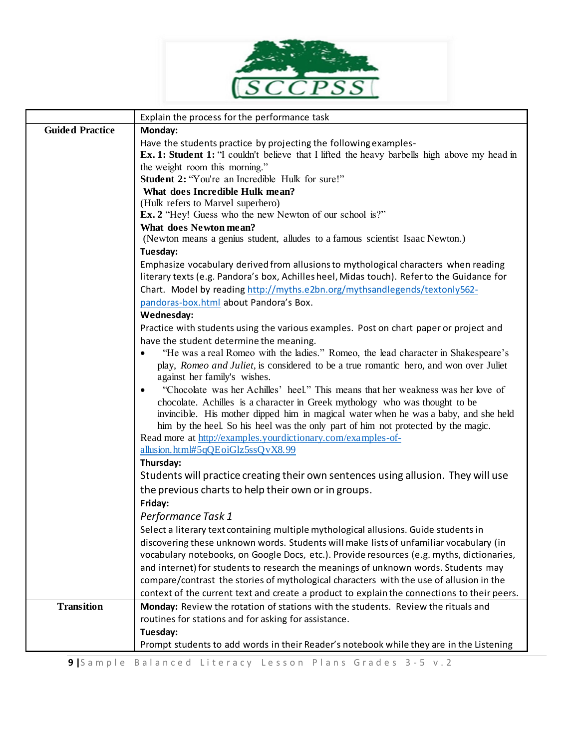| | |
|---|---|
| | Explain the process for the performance task |
| **Guided Practice** | **Monday:**<br>Have the students practice by projecting the following examples-<br>**Ex. 1: Student 1:** "I couldn't believe that I lifted the heavy barbells high above my head in the weight room this morning."<br>**Student 2:** "You're an Incredible Hulk for sure!"<br>**What does Incredible Hulk mean?**<br>(Hulk refers to Marvel superhero)<br>**Ex. 2** "Hey! Guess who the new Newton of our school is?"<br>**What does Newton mean?**<br>(Newton means a genius student, alludes to a famous scientist Isaac Newton.)<br>**Tuesday:**<br>Emphasize vocabulary derived from allusions to mythological characters when reading literary texts (e.g. Pandora's box, Achilles heel, Midas touch). Refer to the Guidance for Chart. Model by reading http://myths.e2bn.org/mythsandlegends/textonly562-pandoras-box.html about Pandora's Box.<br>**Wednesday:**<br>Practice with students using the various examples. Post on chart paper or project and have the student determine the meaning.<br>• "He was a real Romeo with the ladies." Romeo, the lead character in Shakespeare's play, *Romeo and Juliet*, is considered to be a true romantic hero, and won over Juliet against her family's wishes.<br>• "Chocolate was her Achilles' heel." This means that her weakness was her love of chocolate. Achilles is a character in Greek mythology who was thought to be invincible. His mother dipped him in magical water when he was a baby, and she held him by the heel. So his heel was the only part of him not protected by the magic.<br>Read more at http://examples.yourdictionary.com/examples-of-allusion.html#5qQEoiGIz5ssQvX8.99<br>**Thursday:**<br>Students will practice creating their own sentences using allusion. They will use the previous charts to help their own or in groups.<br>**Friday:**<br>*Performance Task 1*<br>Select a literary text containing multiple mythological allusions. Guide students in discovering these unknown words. Students will make lists of unfamiliar vocabulary (in vocabulary notebooks, on Google Docs, etc.). Provide resources (e.g. myths, dictionaries, and internet) for students to research the meanings of unknown words. Students may compare/contrast the stories of mythological characters with the use of allusion in the context of the current text and create a product to explain the connections to their peers. |
| **Transition** | **Monday:** Review the rotation of stations with the students. Review the rituals and routines for stations and for asking for assistance.<br>**Tuesday:**<br>Prompt students to add words in their Reader's notebook while they are in the Listening |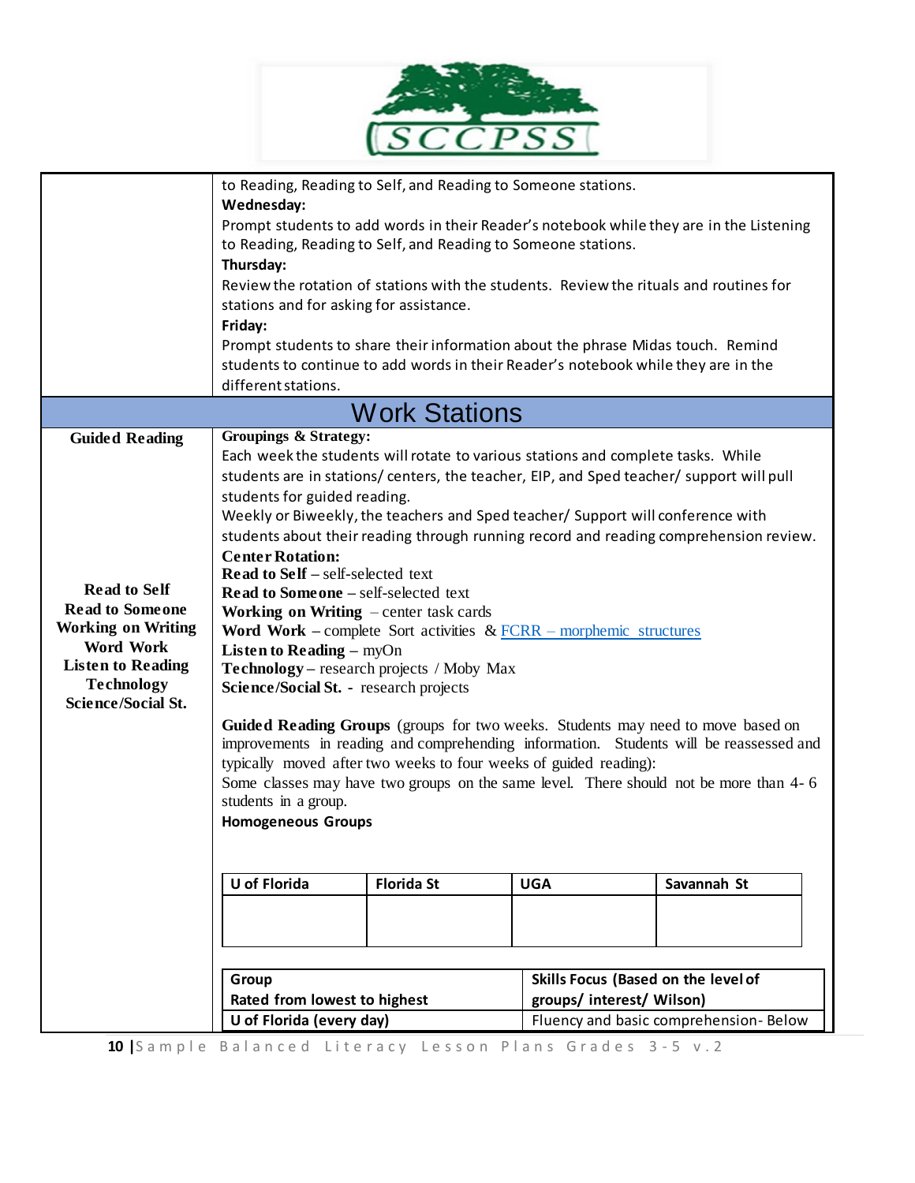to Reading, Reading to Self, and Reading to Someone stations.

**Wednesday:**

Prompt students to add words in their Reader's notebook while they are in the Listening to Reading, Reading to Self, and Reading to Someone stations.

**Thursday:**

Review the rotation of stations with the students. Review the rituals and routines for stations and for asking for assistance.

**Friday:**

Prompt students to share their information about the phrase Midas touch. Remind students to continue to add words in their Reader's notebook while they are in the different stations.

## Work Stations

**Guided Reading**

**Groupings & Strategy:**

Each week the students will rotate to various stations and complete tasks. While students are in stations/ centers, the teacher, EIP, and Sped teacher/ support will pull students for guided reading.

Weekly or Biweekly, the teachers and Sped teacher/ Support will conference with students about their reading through running record and reading comprehension review.

**Read to Self**
**Read to Someone**
**Working on Writing**
**Word Work**
**Listen to Reading**
**Technology**
**Science/Social St.**

**Center Rotation:**

**Read to Self** – self-selected text
**Read to Someone** – self-selected text
**Working on Writing** – center task cards
**Word Work** – complete Sort activities & FCRR – morphemic structures
**Listen to Reading** – myOn
**Technology** – research projects / Moby Max
**Science/Social St.** - research projects

**Guided Reading Groups** (groups for two weeks. Students may need to move based on improvements in reading and comprehending information. Students will be reassessed and typically moved after two weeks to four weeks of guided reading):

Some classes may have two groups on the same level. There should not be more than 4- 6 students in a group.

**Homogeneous Groups**

| U of Florida | Florida St | UGA | Savannah St |
|---|---|---|---|
| | | | |

| Group<br>Rated from lowest to highest | Skills Focus (Based on the level of groups/ interest/ Wilson) |
|---|---|
| U of Florida (every day) | Fluency and basic comprehension- Below |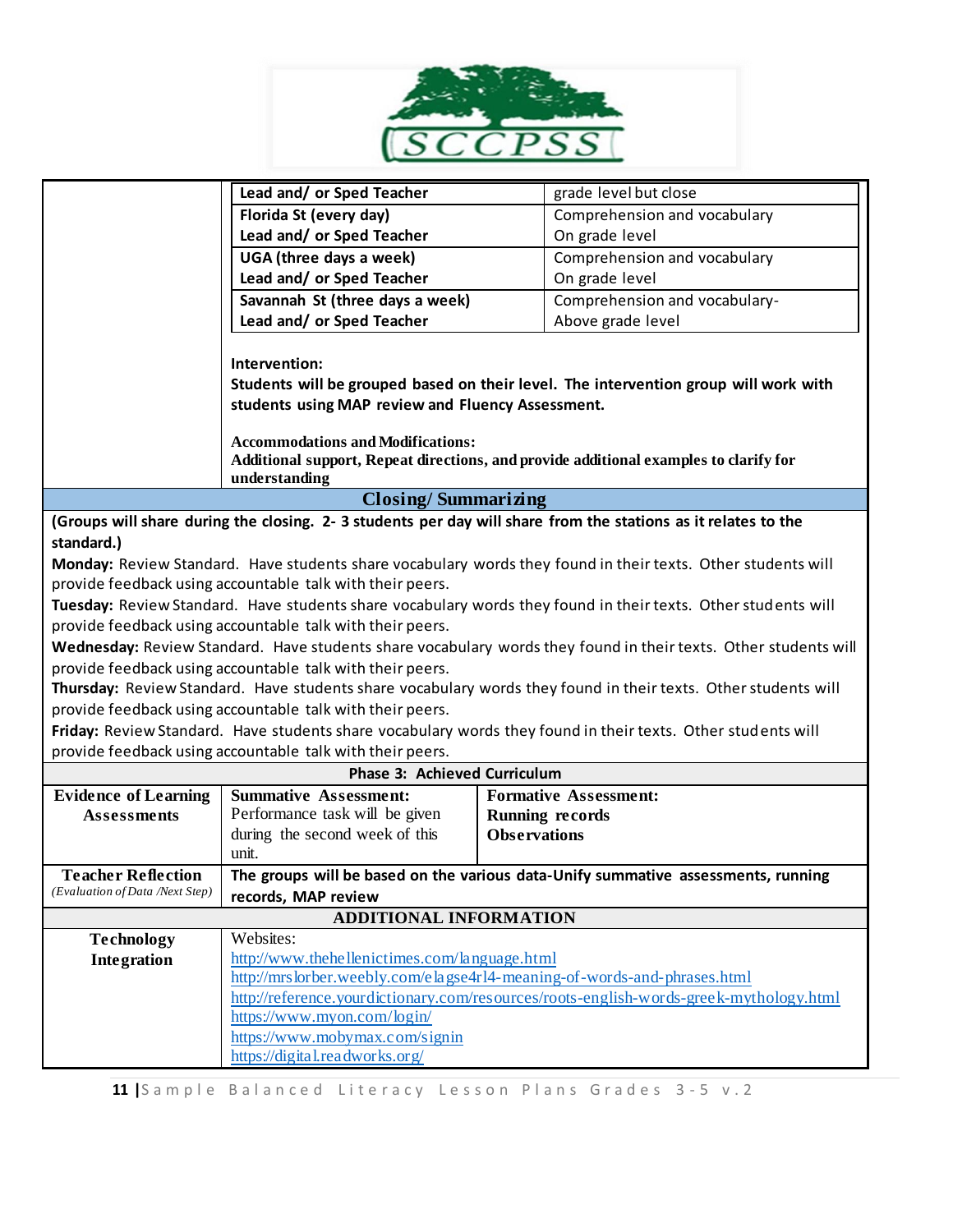| | | |
|---|---|---|
| | **Lead and/ or Sped Teacher** | grade level but close |
| | **Florida St (every day)**<br>**Lead and/ or Sped Teacher** | Comprehension and vocabulary<br>On grade level |
| | **UGA (three days a week)**<br>**Lead and/ or Sped Teacher** | Comprehension and vocabulary<br>On grade level |
| | **Savannah St (three days a week)**<br>**Lead and/ or Sped Teacher** | Comprehension and vocabulary-<br>Above grade level |

**Intervention:**
**Students will be grouped based on their level. The intervention group will work with students using MAP review and Fluency Assessment.**

**Accommodations and Modifications:**
**Additional support, Repeat directions, and provide additional examples to clarify for understanding**

## Closing/ Summarizing

**(Groups will share during the closing. 2- 3 students per day will share from the stations as it relates to the standard.)**

**Monday:** Review Standard. Have students share vocabulary words they found in their texts. Other students will provide feedback using accountable talk with their peers.

**Tuesday:** Review Standard. Have students share vocabulary words they found in their texts. Other students will provide feedback using accountable talk with their peers.

**Wednesday:** Review Standard. Have students share vocabulary words they found in their texts. Other students will provide feedback using accountable talk with their peers.

**Thursday:** Review Standard. Have students share vocabulary words they found in their texts. Other students will provide feedback using accountable talk with their peers.

**Friday:** Review Standard. Have students share vocabulary words they found in their texts. Other students will provide feedback using accountable talk with their peers.

## Phase 3: Achieved Curriculum

| | | |
|---|---|---|
| **Evidence of Learning Assessments** | **Summative Assessment:**<br>Performance task will be given during the second week of this unit. | **Formative Assessment:**<br>**Running records**<br>**Observations** |
| **Teacher Reflection**<br>*(Evaluation of Data /Next Step)* | **The groups will be based on the various data-Unify summative assessments, running records, MAP review** | |

## ADDITIONAL INFORMATION

| | |
|---|---|
| **Technology Integration** | Websites:<br>http://www.thehellenictimes.com/language.html<br>http://mrslorber.weebly.com/elagse4rl4-meaning-of-words-and-phrases.html<br>http://reference.yourdictionary.com/resources/roots-english-words-greek-mythology.html<br>https://www.myon.com/login/<br>https://www.mobymax.com/signin<br>https://digital.readworks.org/ |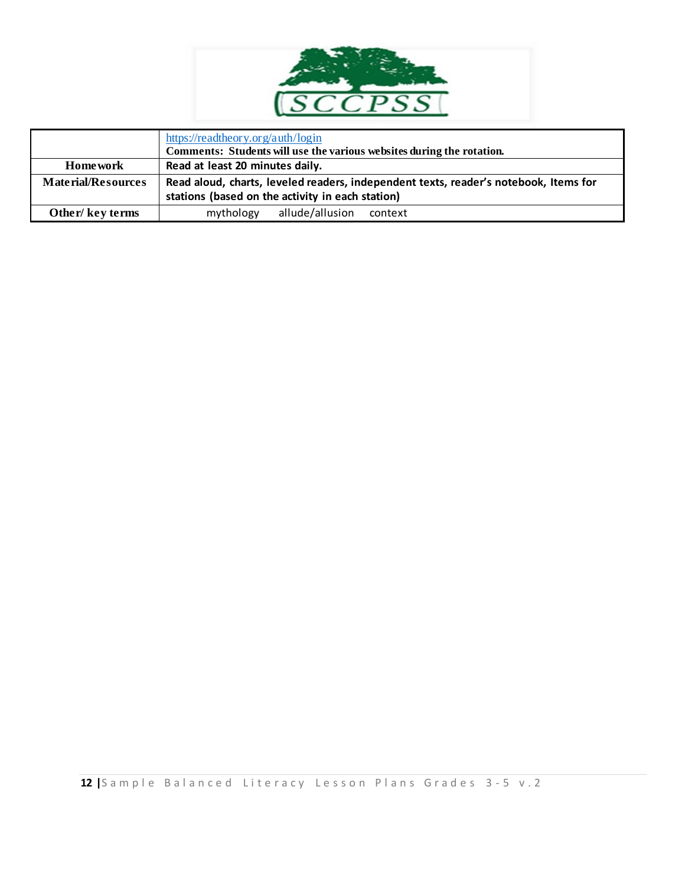|  |  |
|---|---|
|  | https://readtheory.org/auth/login<br>**Comments: Students will use the various websites during the rotation.** |
| **Homework** | **Read at least 20 minutes daily.** |
| **Material/Resources** | **Read aloud, charts, leveled readers, independent texts, reader's notebook, Items for stations (based on the activity in each station)** |
| **Other/ key terms** | mythology allude/allusion context |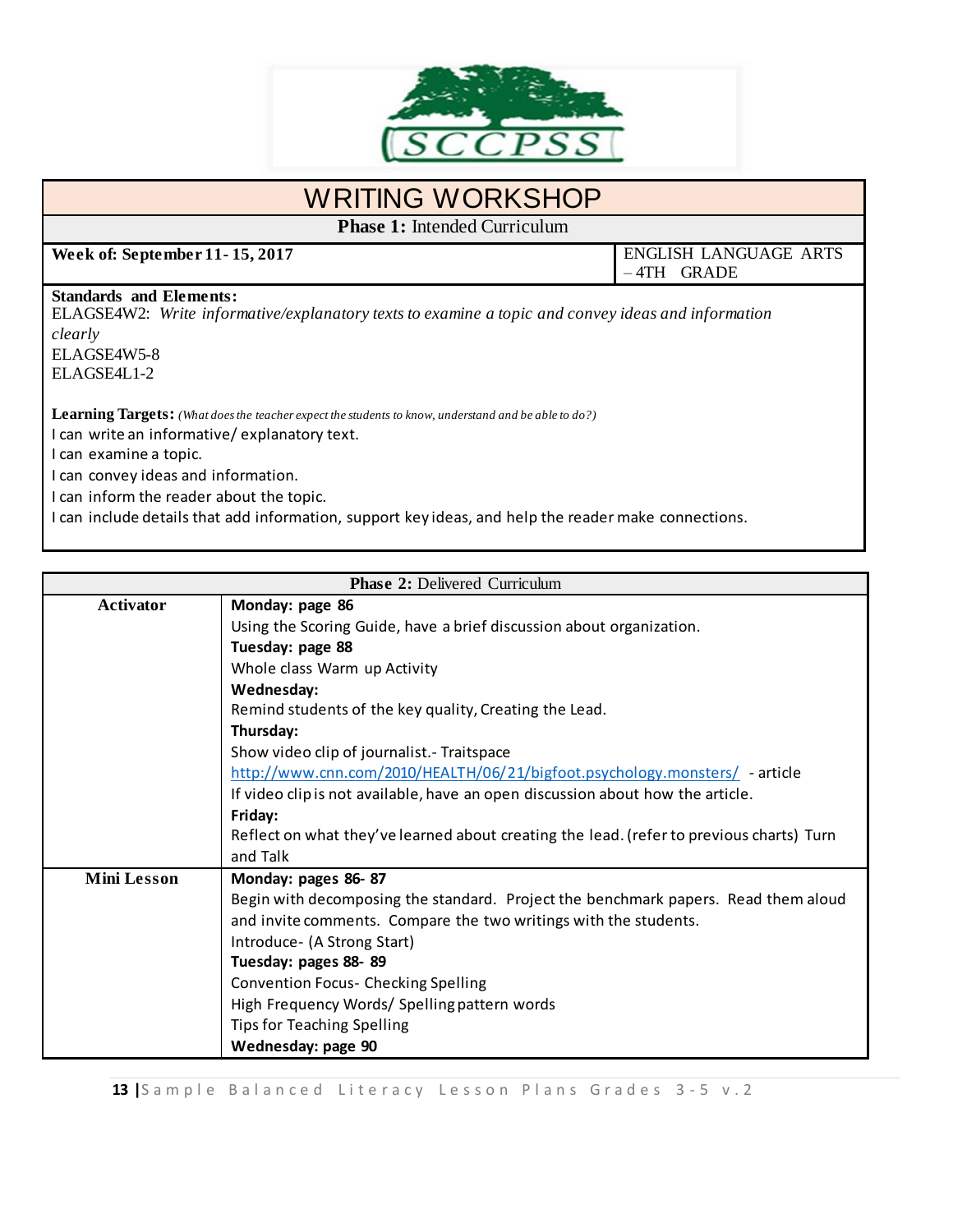# WRITING WORKSHOP

**Phase 1:** Intended Curriculum

| **Week of: September 11- 15, 2017** | ENGLISH LANGUAGE ARTS – 4TH GRADE |
|---|---|

**Standards and Elements:**

ELAGSE4W2: *Write informative/explanatory texts to examine a topic and convey ideas and information clearly*

ELAGSE4W5-8

ELAGSE4L1-2

**Learning Targets:** *(What does the teacher expect the students to know, understand and be able to do?)*

I can write an informative/ explanatory text.

I can examine a topic.

I can convey ideas and information.

I can inform the reader about the topic.

I can include details that add information, support key ideas, and help the reader make connections.

| **Phase 2:** Delivered Curriculum | |
|---|---|
| **Activator** | **Monday: page 86**<br>Using the Scoring Guide, have a brief discussion about organization.<br>**Tuesday: page 88**<br>Whole class Warm up Activity<br>**Wednesday:**<br>Remind students of the key quality, Creating the Lead.<br>**Thursday:**<br>Show video clip of journalist.- Traitspace<br>http://www.cnn.com/2010/HEALTH/06/21/bigfoot.psychology.monsters/ - article<br>If video clip is not available, have an open discussion about how the article.<br>**Friday:**<br>Reflect on what they've learned about creating the lead. (refer to previous charts) Turn and Talk |
| **Mini Lesson** | **Monday: pages 86- 87**<br>Begin with decomposing the standard. Project the benchmark papers. Read them aloud and invite comments. Compare the two writings with the students.<br>Introduce- (A Strong Start)<br>**Tuesday: pages 88- 89**<br>Convention Focus- Checking Spelling<br>High Frequency Words/ Spelling pattern words<br>Tips for Teaching Spelling<br>**Wednesday: page 90** |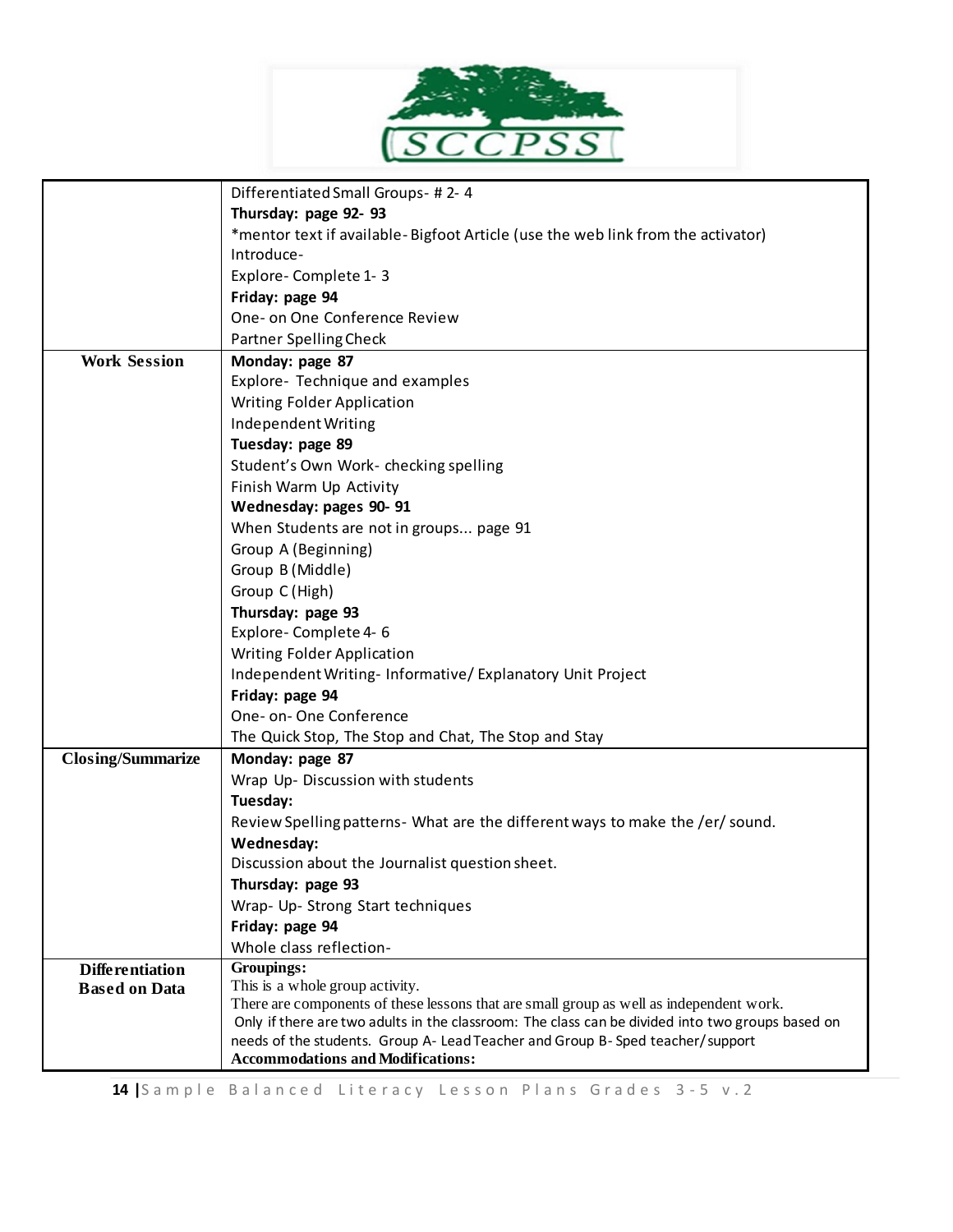| | |
|---|---|
| | Differentiated Small Groups- # 2- 4<br>**Thursday: page 92- 93**<br>*mentor text if available- Bigfoot Article (use the web link from the activator)<br>Introduce-<br>Explore- Complete 1- 3<br>**Friday: page 94**<br>One- on One Conference Review<br>Partner Spelling Check |
| **Work Session** | **Monday: page 87**<br>Explore- Technique and examples<br>Writing Folder Application<br>Independent Writing<br>**Tuesday: page 89**<br>Student's Own Work- checking spelling<br>Finish Warm Up Activity<br>**Wednesday: pages 90- 91**<br>When Students are not in groups... page 91<br>Group A (Beginning)<br>Group B (Middle)<br>Group C (High)<br>**Thursday: page 93**<br>Explore- Complete 4- 6<br>Writing Folder Application<br>Independent Writing- Informative/ Explanatory Unit Project<br>**Friday: page 94**<br>One- on- One Conference<br>The Quick Stop, The Stop and Chat, The Stop and Stay |
| **Closing/Summarize** | **Monday: page 87**<br>Wrap Up- Discussion with students<br>**Tuesday:**<br>Review Spelling patterns- What are the different ways to make the /er/ sound.<br>**Wednesday:**<br>Discussion about the Journalist question sheet.<br>**Thursday: page 93**<br>Wrap- Up- Strong Start techniques<br>**Friday: page 94**<br>Whole class reflection- |
| **Differentiation Based on Data** | **Groupings:**<br>This is a whole group activity.<br>There are components of these lessons that are small group as well as independent work.<br>Only if there are two adults in the classroom: The class can be divided into two groups based on needs of the students. Group A- Lead Teacher and Group B- Sped teacher/ support<br>**Accommodations and Modifications:** |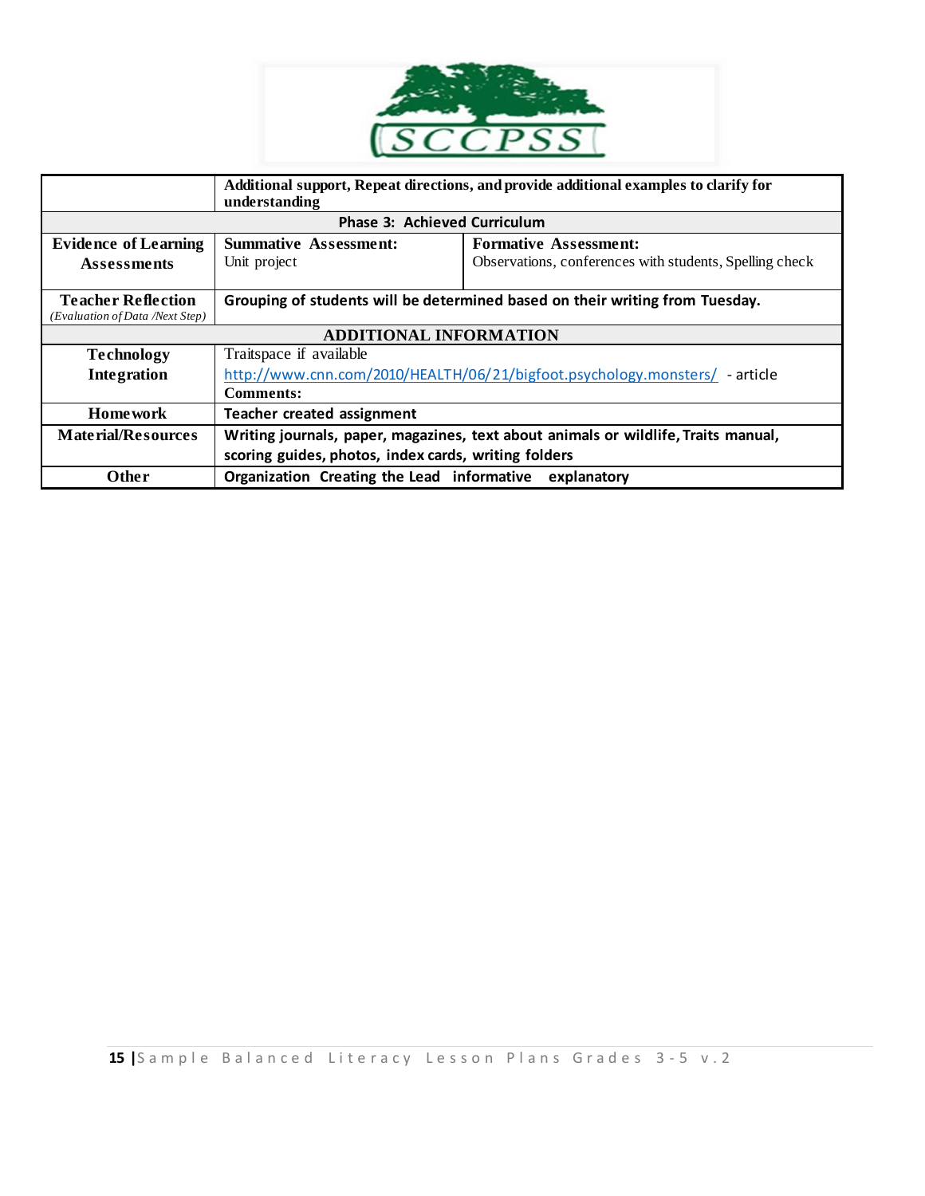| | | |
|---|---|---|
| | **Additional support, Repeat directions, and provide additional examples to clarify for understanding** | |
| **Phase 3: Achieved Curriculum** | | |
| **Evidence of Learning Assessments** | **Summative Assessment:** Unit project | **Formative Assessment:** Observations, conferences with students, Spelling check |
| **Teacher Reflection** *(Evaluation of Data /Next Step)* | **Grouping of students will be determined based on their writing from Tuesday.** | |
| **ADDITIONAL INFORMATION** | | |
| **Technology Integration** | Traitspace if available<br>http://www.cnn.com/2010/HEALTH/06/21/bigfoot.psychology.monsters/ - article<br>**Comments:** | |
| **Homework** | **Teacher created assignment** | |
| **Material/Resources** | **Writing journals, paper, magazines, text about animals or wildlife, Traits manual, scoring guides, photos, index cards, writing folders** | |
| **Other** | **Organization Creating the Lead informative explanatory** | |